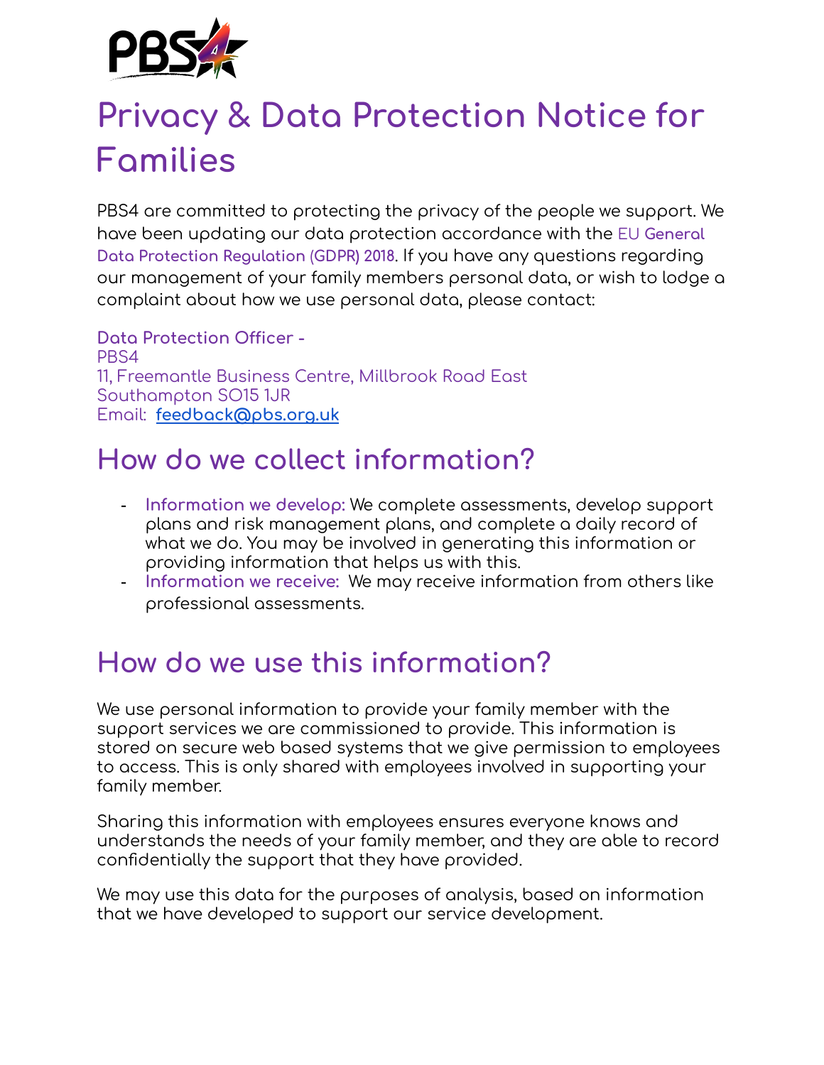# Privacy & Data Protection Notice for Families

PBS4 are committed to protecting the privacy of the people we support. We have been updating our data protection accordance with the EU General Data Protection Regulation (GDPR) 2018. If you have any questions regarding our management of your family members personal data, or wish to lodge a complaint about how we use personal data, please contact:

Data Protection Officer -
PBS4
11, Freemantle Business Centre, Millbrook Road East
Southampton SO15 1JR
Email: feedback@pbs.org.uk

## How do we collect information?

- Information we develop: We complete assessments, develop support plans and risk management plans, and complete a daily record of what we do. You may be involved in generating this information or providing information that helps us with this.
- Information we receive: We may receive information from others like professional assessments.

## How do we use this information?

We use personal information to provide your family member with the support services we are commissioned to provide. This information is stored on secure web based systems that we give permission to employees to access. This is only shared with employees involved in supporting your family member.

Sharing this information with employees ensures everyone knows and understands the needs of your family member, and they are able to record confidentially the support that they have provided.

We may use this data for the purposes of analysis, based on information that we have developed to support our service development.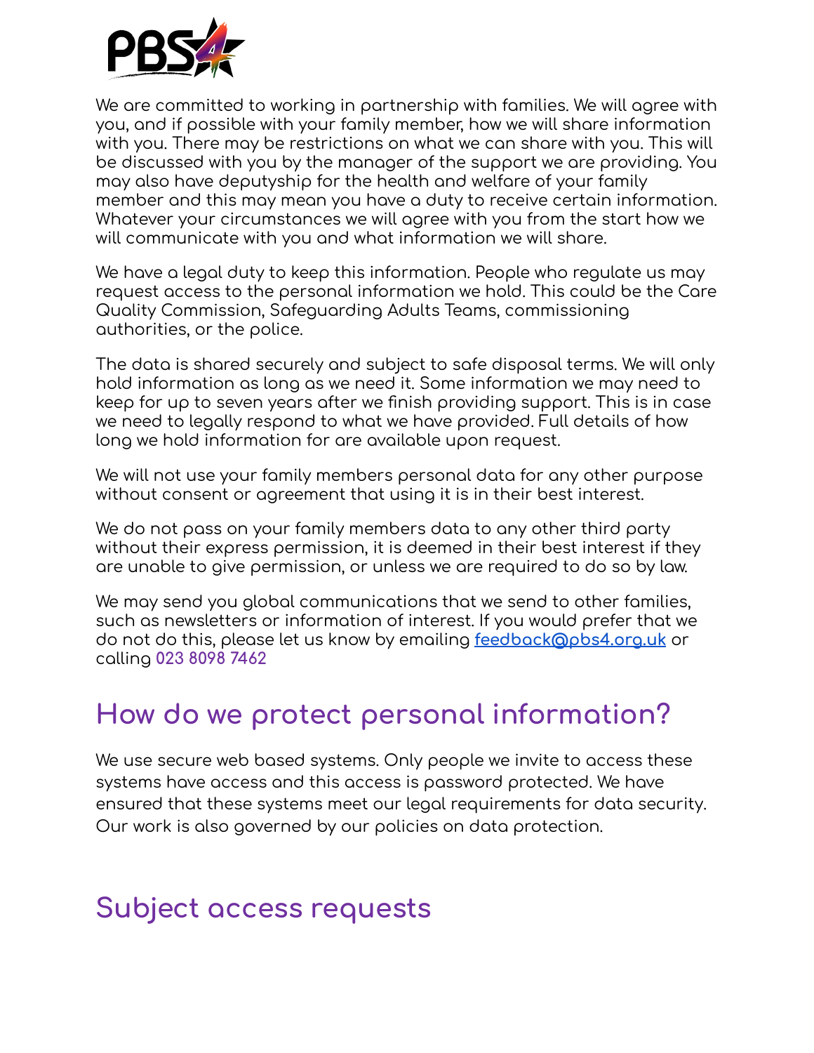We are committed to working in partnership with families. We will agree with you, and if possible with your family member, how we will share information with you. There may be restrictions on what we can share with you. This will be discussed with you by the manager of the support we are providing. You may also have deputyship for the health and welfare of your family member and this may mean you have a duty to receive certain information. Whatever your circumstances we will agree with you from the start how we will communicate with you and what information we will share.

We have a legal duty to keep this information. People who regulate us may request access to the personal information we hold. This could be the Care Quality Commission, Safeguarding Adults Teams, commissioning authorities, or the police.

The data is shared securely and subject to safe disposal terms. We will only hold information as long as we need it. Some information we may need to keep for up to seven years after we finish providing support. This is in case we need to legally respond to what we have provided. Full details of how long we hold information for are available upon request.

We will not use your family members personal data for any other purpose without consent or agreement that using it is in their best interest.

We do not pass on your family members data to any other third party without their express permission, it is deemed in their best interest if they are unable to give permission, or unless we are required to do so by law.

We may send you global communications that we send to other families, such as newsletters or information of interest. If you would prefer that we do not do this, please let us know by emailing [feedback@pbs4.org.uk](mailto:feedback@pbs4.org.uk) or calling **023 8098 7462**

## How do we protect personal information?

We use secure web based systems. Only people we invite to access these systems have access and this access is password protected. We have ensured that these systems meet our legal requirements for data security. Our work is also governed by our policies on data protection.

## Subject access requests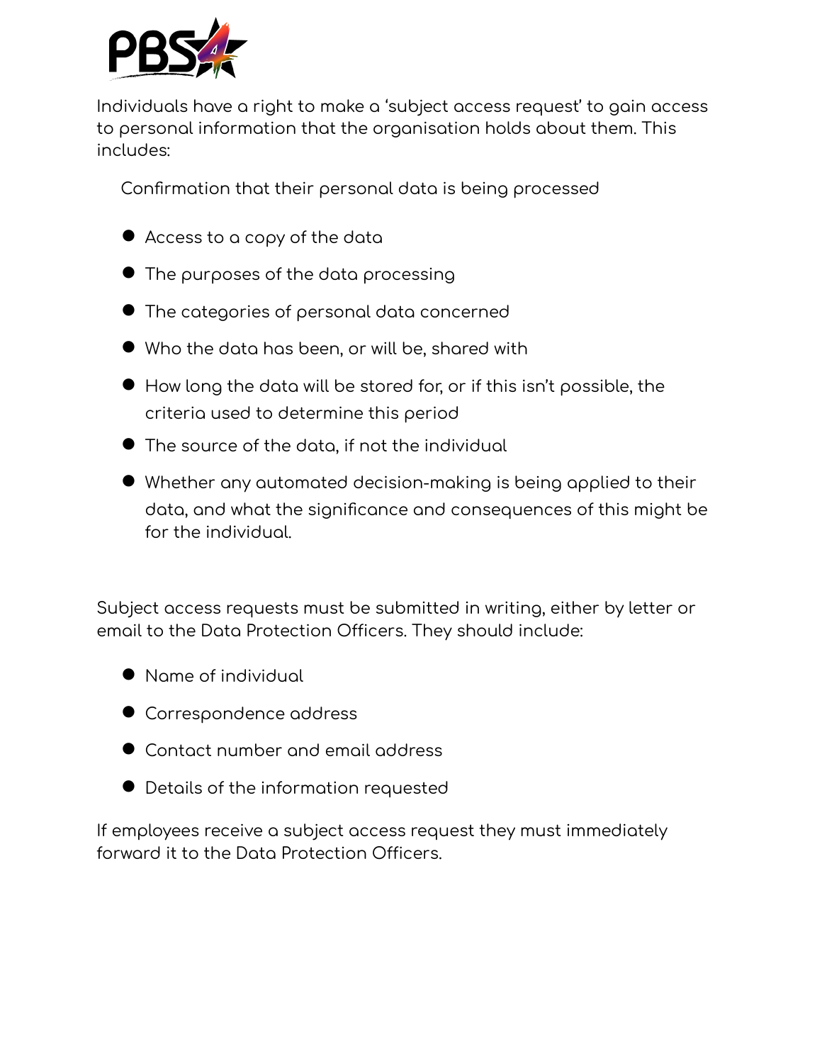Individuals have a right to make a 'subject access request' to gain access to personal information that the organisation holds about them. This includes:

Confirmation that their personal data is being processed

- Access to a copy of the data
- The purposes of the data processing
- The categories of personal data concerned
- Who the data has been, or will be, shared with
- How long the data will be stored for, or if this isn't possible, the criteria used to determine this period
- The source of the data, if not the individual
- Whether any automated decision-making is being applied to their data, and what the significance and consequences of this might be for the individual.

Subject access requests must be submitted in writing, either by letter or email to the Data Protection Officers. They should include:

- Name of individual
- Correspondence address
- Contact number and email address
- Details of the information requested

If employees receive a subject access request they must immediately forward it to the Data Protection Officers.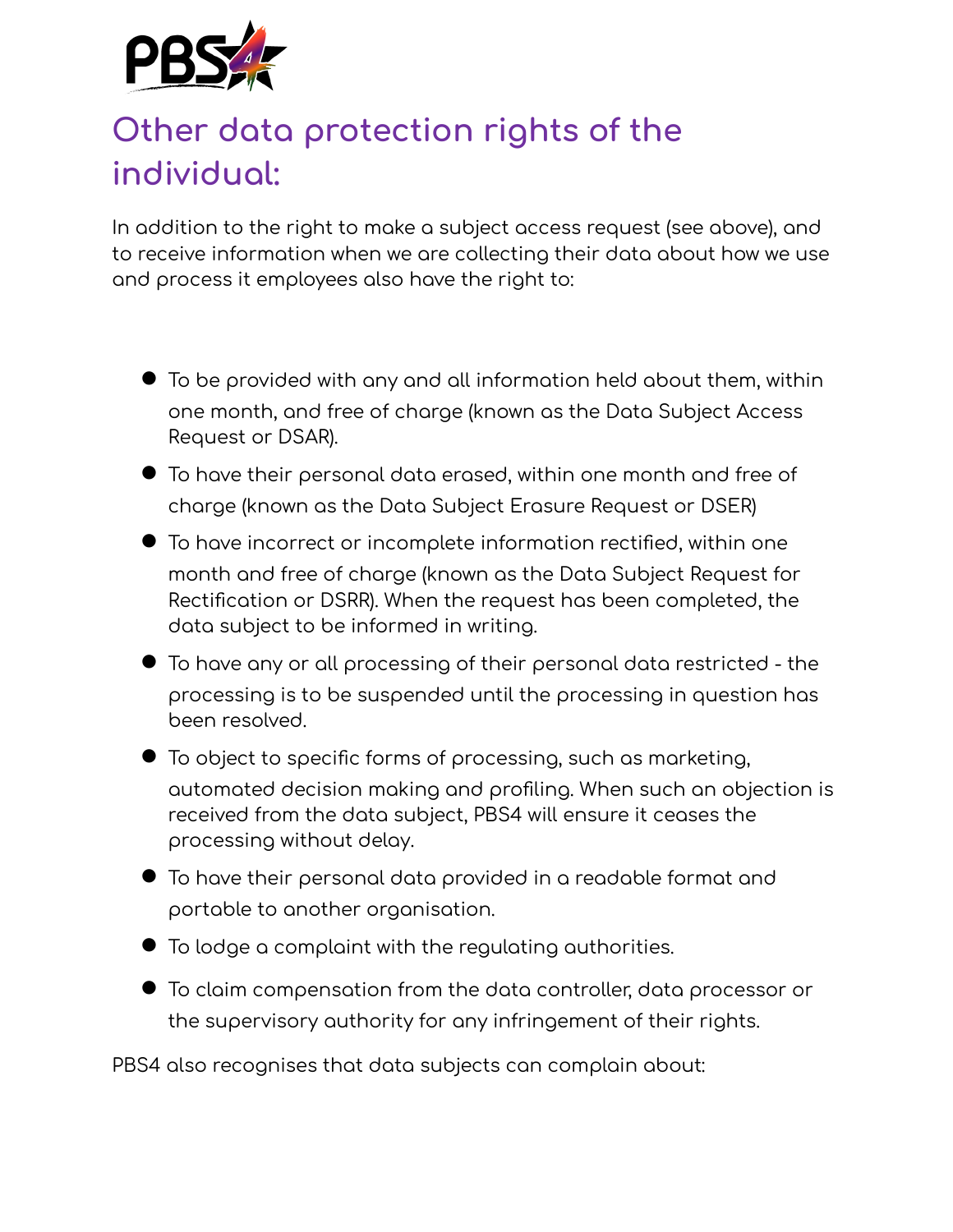## Other data protection rights of the individual:

In addition to the right to make a subject access request (see above), and to receive information when we are collecting their data about how we use and process it employees also have the right to:

- To be provided with any and all information held about them, within one month, and free of charge (known as the Data Subject Access Request or DSAR).
- To have their personal data erased, within one month and free of charge (known as the Data Subject Erasure Request or DSER)
- To have incorrect or incomplete information rectified, within one month and free of charge (known as the Data Subject Request for Rectification or DSRR). When the request has been completed, the data subject to be informed in writing.
- To have any or all processing of their personal data restricted - the processing is to be suspended until the processing in question has been resolved.
- To object to specific forms of processing, such as marketing, automated decision making and profiling. When such an objection is received from the data subject, PBS4 will ensure it ceases the processing without delay.
- To have their personal data provided in a readable format and portable to another organisation.
- To lodge a complaint with the regulating authorities.
- To claim compensation from the data controller, data processor or the supervisory authority for any infringement of their rights.

PBS4 also recognises that data subjects can complain about: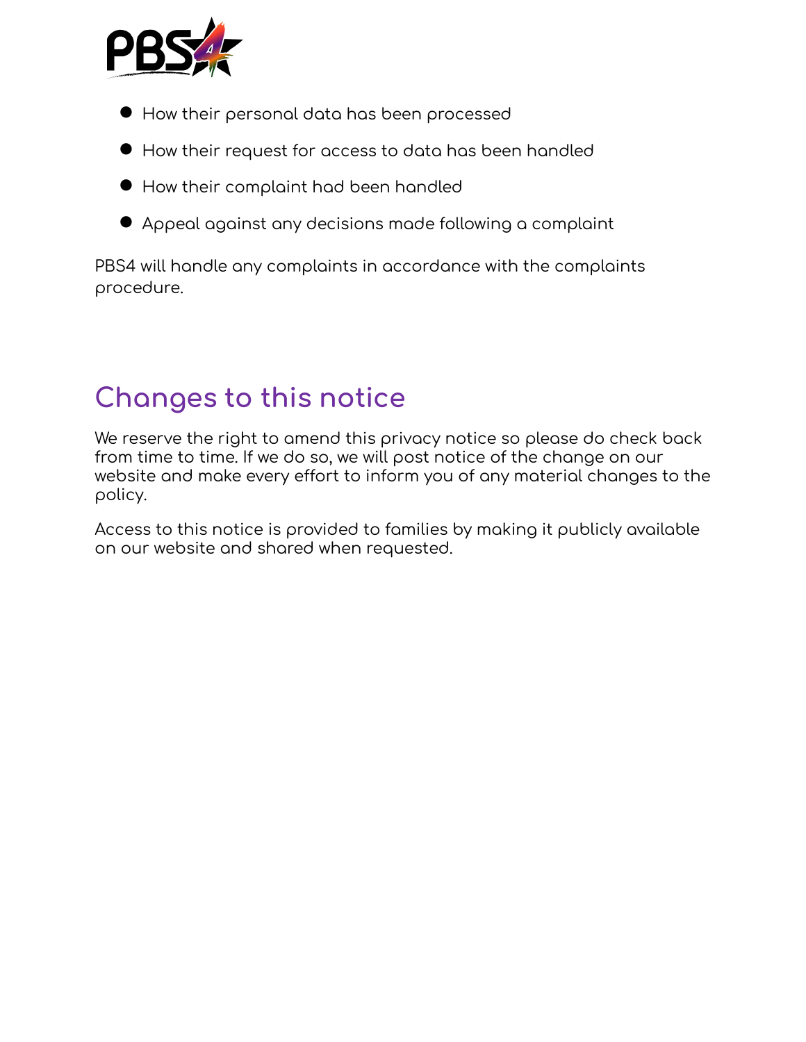- How their personal data has been processed
- How their request for access to data has been handled
- How their complaint had been handled
- Appeal against any decisions made following a complaint

PBS4 will handle any complaints in accordance with the complaints procedure.

## Changes to this notice

We reserve the right to amend this privacy notice so please do check back from time to time. If we do so, we will post notice of the change on our website and make every effort to inform you of any material changes to the policy.

Access to this notice is provided to families by making it publicly available on our website and shared when requested.